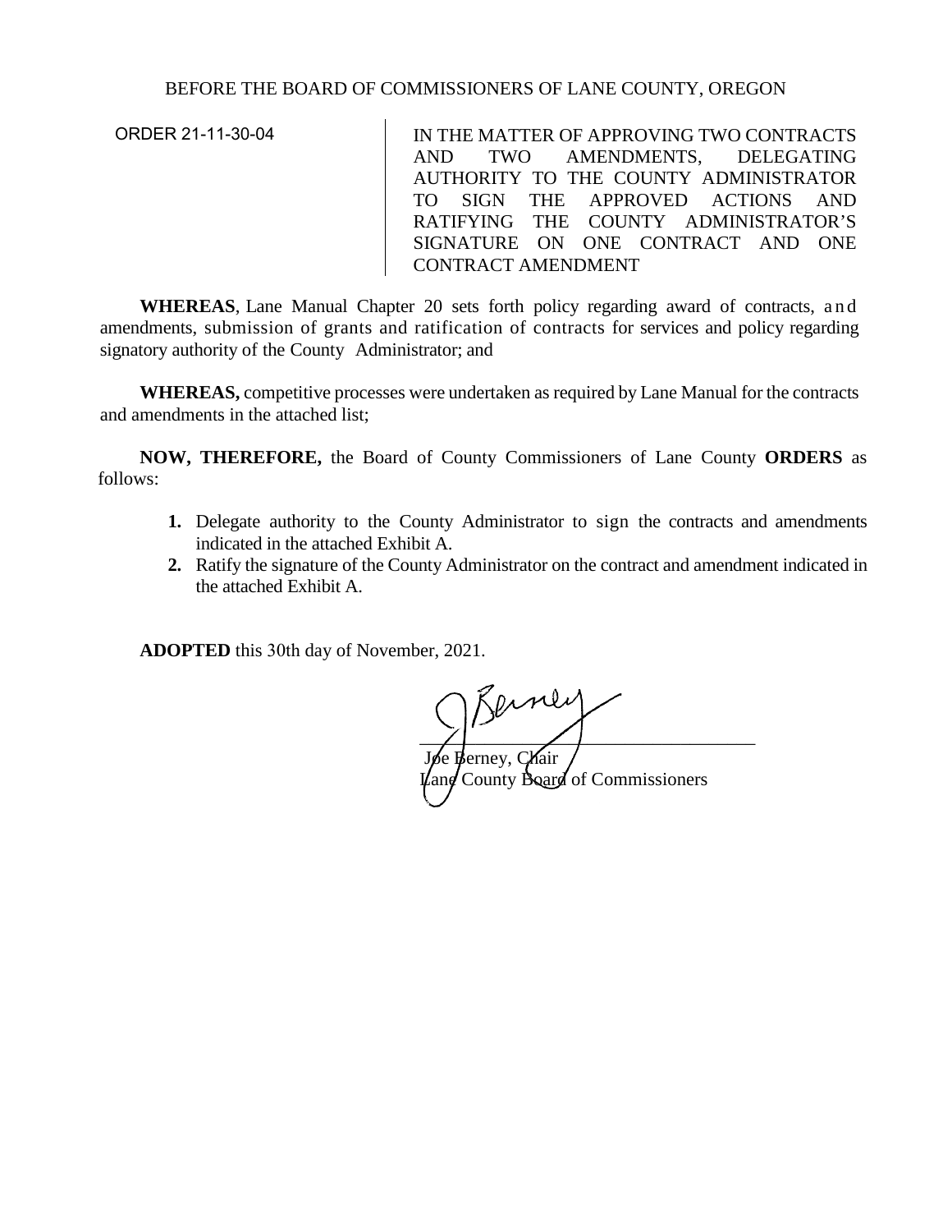BEFORE THE BOARD OF COMMISSIONERS OF LANE COUNTY, OREGON

| ORDER 21-11-30-04 | IN THE MATTER OF APPROVING TWO CONTRACTS AND TWO AMENDMENTS, DELEGATING AUTHORITY TO THE COUNTY ADMINISTRATOR TO SIGN THE APPROVED ACTIONS AND RATIFYING THE COUNTY ADMINISTRATOR'S SIGNATURE ON ONE CONTRACT AND ONE CONTRACT AMENDMENT |
|---|---|

**WHEREAS**, Lane Manual Chapter 20 sets forth policy regarding award of contracts, and amendments, submission of grants and ratification of contracts for services and policy regarding signatory authority of the County Administrator; and

**WHEREAS,** competitive processes were undertaken as required by Lane Manual for the contracts and amendments in the attached list;

**NOW, THEREFORE,** the Board of County Commissioners of Lane County **ORDERS** as follows:

1. Delegate authority to the County Administrator to sign the contracts and amendments indicated in the attached Exhibit A.
2. Ratify the signature of the County Administrator on the contract and amendment indicated in the attached Exhibit A.

**ADOPTED** this 30th day of November, 2021.

Joe Berney, Chair
Lane County Board of Commissioners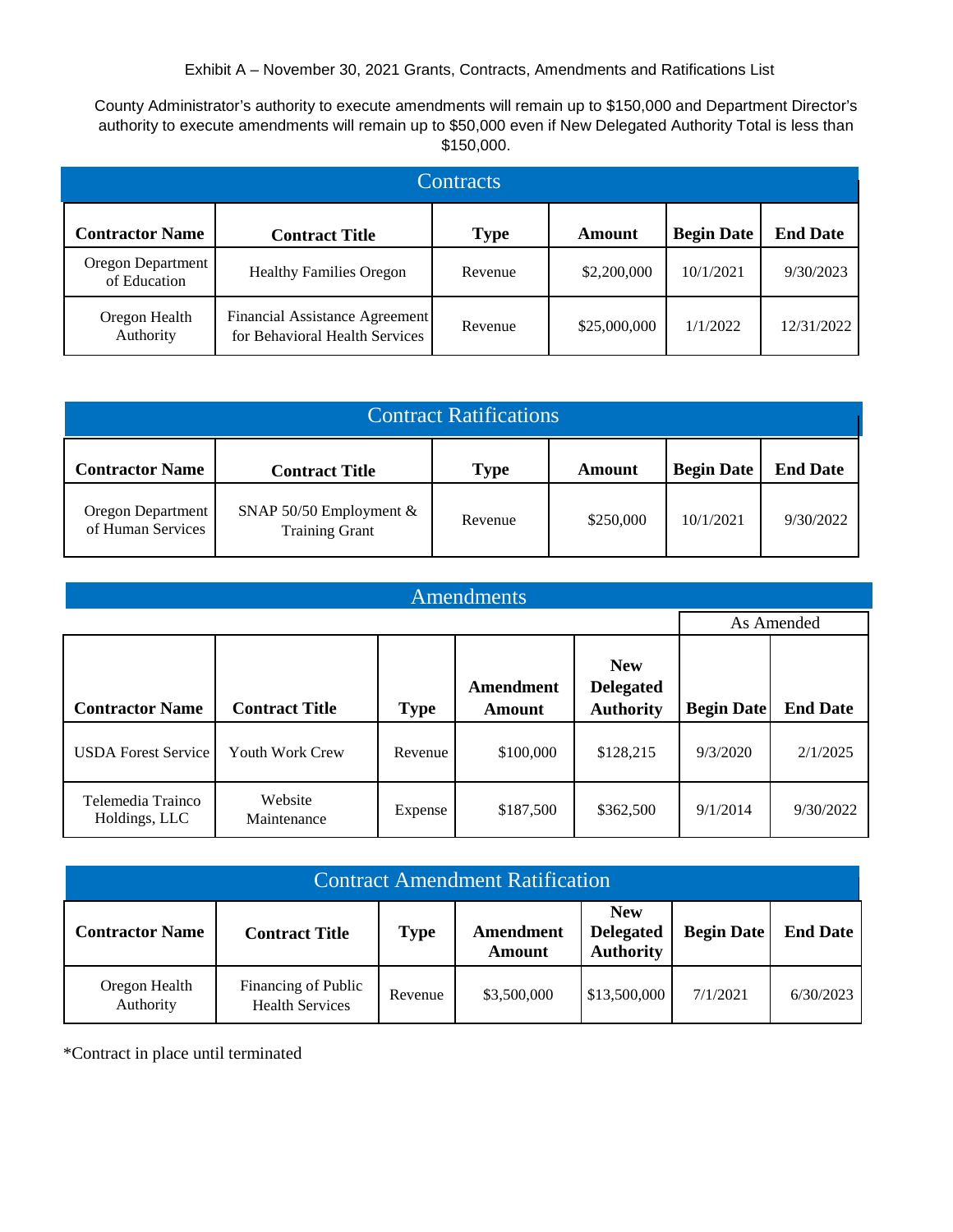Exhibit A – November 30, 2021 Grants, Contracts, Amendments and Ratifications List

County Administrator's authority to execute amendments will remain up to $150,000 and Department Director's authority to execute amendments will remain up to $50,000 even if New Delegated Authority Total is less than $150,000.

## Contracts

| Contractor Name | Contract Title | Type | Amount | Begin Date | End Date |
|---|---|---|---|---|---|
| Oregon Department of Education | Healthy Families Oregon | Revenue | $2,200,000 | 10/1/2021 | 9/30/2023 |
| Oregon Health Authority | Financial Assistance Agreement for Behavioral Health Services | Revenue | $25,000,000 | 1/1/2022 | 12/31/2022 |

## Contract Ratifications

| Contractor Name | Contract Title | Type | Amount | Begin Date | End Date |
|---|---|---|---|---|---|
| Oregon Department of Human Services | SNAP 50/50 Employment & Training Grant | Revenue | $250,000 | 10/1/2021 | 9/30/2022 |

## Amendments

| | | | | | As Amended | |
|---|---|---|---|---|---|---|
| **Contractor Name** | **Contract Title** | **Type** | **Amendment Amount** | **New Delegated Authority** | **Begin Date** | **End Date** |
| USDA Forest Service | Youth Work Crew | Revenue | $100,000 | $128,215 | 9/3/2020 | 2/1/2025 |
| Telemedia Trainco Holdings, LLC | Website Maintenance | Expense | $187,500 | $362,500 | 9/1/2014 | 9/30/2022 |

## Contract Amendment Ratification

| Contractor Name | Contract Title | Type | Amendment Amount | New Delegated Authority | Begin Date | End Date |
|---|---|---|---|---|---|---|
| Oregon Health Authority | Financing of Public Health Services | Revenue | $3,500,000 | $13,500,000 | 7/1/2021 | 6/30/2023 |

*Contract in place until terminated